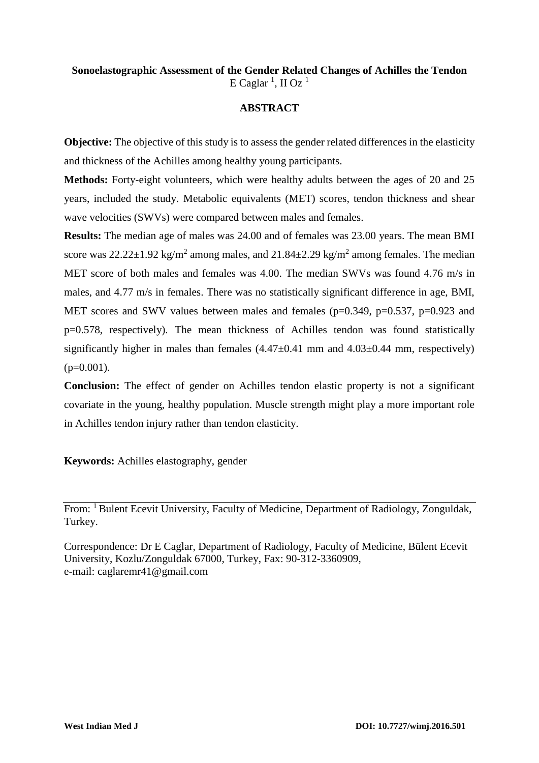**Sonoelastographic Assessment of the Gender Related Changes of Achilles the Tendon**

E Caglar [1], II Oz [1]

**ABSTRACT**

**Objective:** The objective of this study is to assess the gender related differences in the elasticity and thickness of the Achilles among healthy young participants.

**Methods:** Forty-eight volunteers, which were healthy adults between the ages of 20 and 25 years, included the study. Metabolic equivalents (MET) scores, tendon thickness and shear wave velocities (SWVs) were compared between males and females.

**Results:** The median age of males was 24.00 and of females was 23.00 years. The mean BMI score was 22.22±1.92 kg/m$^2$ among males, and 21.84±2.29 kg/m$^2$ among females. The median MET score of both males and females was 4.00. The median SWVs was found 4.76 m/s in males, and 4.77 m/s in females. There was no statistically significant difference in age, BMI, MET scores and SWV values between males and females ($p=0.349$, $p=0.537$, $p=0.923$ and $p=0.578$, respectively). The mean thickness of Achilles tendon was found statistically significantly higher in males than females (4.47±0.41 mm and 4.03±0.44 mm, respectively) ($p=0.001$).

**Conclusion:** The effect of gender on Achilles tendon elastic property is not a significant covariate in the young, healthy population. Muscle strength might play a more important role in Achilles tendon injury rather than tendon elasticity.

**Keywords:** Achilles elastography, gender

---

From: [1] Bulent Ecevit University, Faculty of Medicine, Department of Radiology, Zonguldak, Turkey.

Correspondence: Dr E Caglar, Department of Radiology, Faculty of Medicine, Bülent Ecevit University, Kozlu/Zonguldak 67000, Turkey, Fax: 90-312-3360909, e-mail: caglaremr41@gmail.com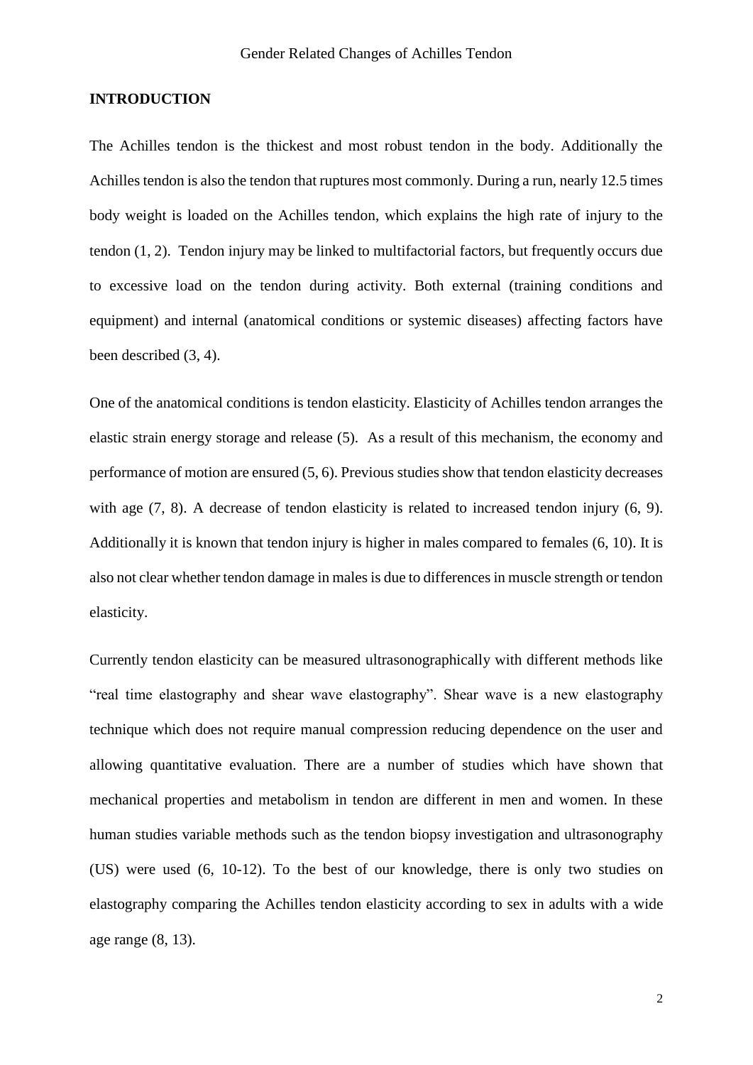## INTRODUCTION

The Achilles tendon is the thickest and most robust tendon in the body. Additionally the Achilles tendon is also the tendon that ruptures most commonly. During a run, nearly 12.5 times body weight is loaded on the Achilles tendon, which explains the high rate of injury to the tendon (1, 2). Tendon injury may be linked to multifactorial factors, but frequently occurs due to excessive load on the tendon during activity. Both external (training conditions and equipment) and internal (anatomical conditions or systemic diseases) affecting factors have been described (3, 4).

One of the anatomical conditions is tendon elasticity. Elasticity of Achilles tendon arranges the elastic strain energy storage and release (5). As a result of this mechanism, the economy and performance of motion are ensured (5, 6). Previous studies show that tendon elasticity decreases with age (7, 8). A decrease of tendon elasticity is related to increased tendon injury (6, 9). Additionally it is known that tendon injury is higher in males compared to females (6, 10). It is also not clear whether tendon damage in males is due to differences in muscle strength or tendon elasticity.

Currently tendon elasticity can be measured ultrasonographically with different methods like "real time elastography and shear wave elastography". Shear wave is a new elastography technique which does not require manual compression reducing dependence on the user and allowing quantitative evaluation. There are a number of studies which have shown that mechanical properties and metabolism in tendon are different in men and women. In these human studies variable methods such as the tendon biopsy investigation and ultrasonography (US) were used (6, 10-12). To the best of our knowledge, there is only two studies on elastography comparing the Achilles tendon elasticity according to sex in adults with a wide age range (8, 13).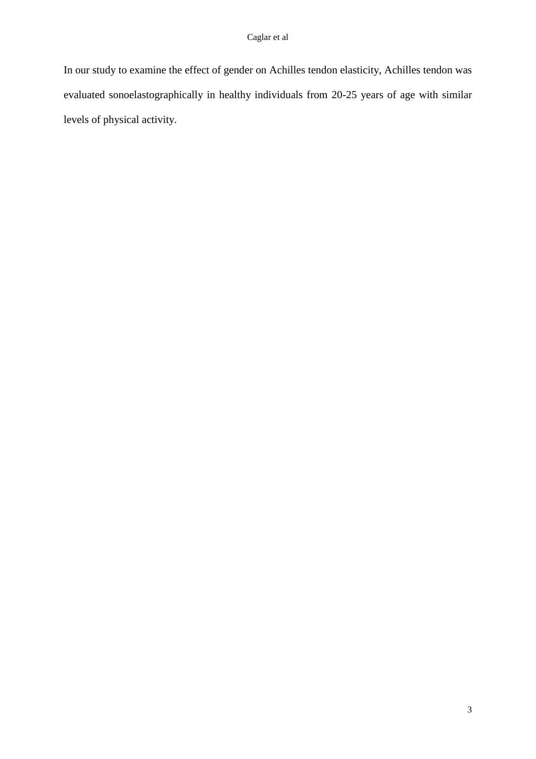In our study to examine the effect of gender on Achilles tendon elasticity, Achilles tendon was evaluated sonoelastographically in healthy individuals from 20-25 years of age with similar levels of physical activity.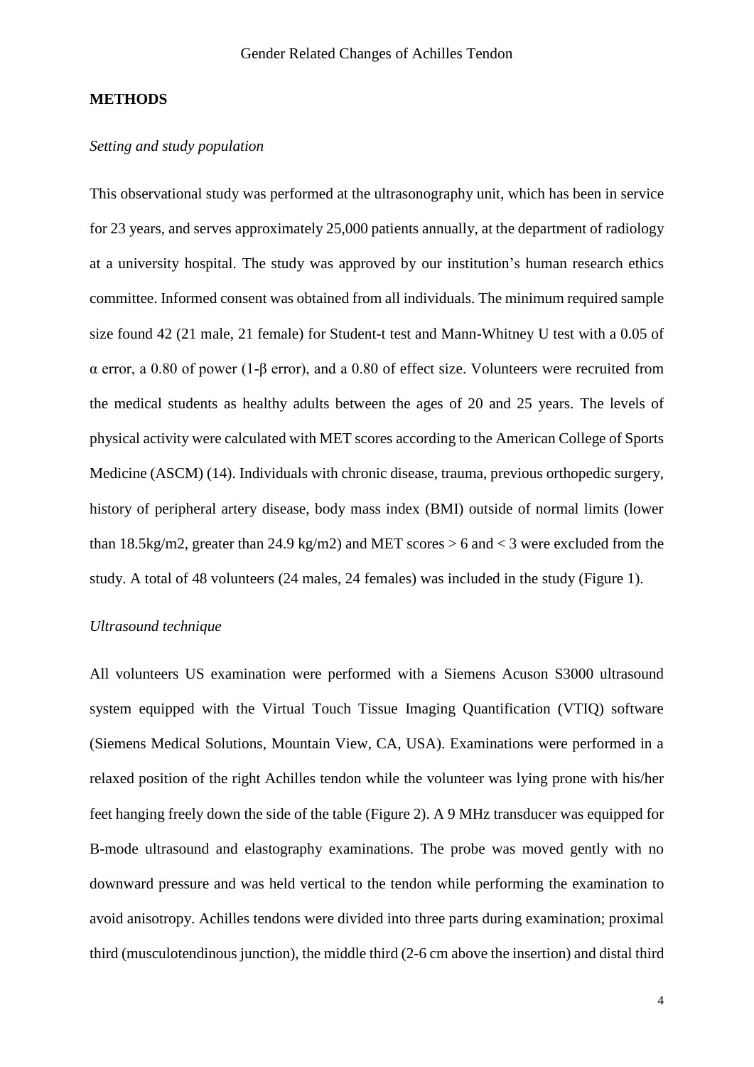## METHODS

*Setting and study population*

This observational study was performed at the ultrasonography unit, which has been in service for 23 years, and serves approximately 25,000 patients annually, at the department of radiology at a university hospital. The study was approved by our institution's human research ethics committee. Informed consent was obtained from all individuals. The minimum required sample size found 42 (21 male, 21 female) for Student-t test and Mann-Whitney U test with a 0.05 of $\alpha$ error, a 0.80 of power (1-$\beta$ error), and a 0.80 of effect size. Volunteers were recruited from the medical students as healthy adults between the ages of 20 and 25 years. The levels of physical activity were calculated with MET scores according to the American College of Sports Medicine (ASCM) (14). Individuals with chronic disease, trauma, previous orthopedic surgery, history of peripheral artery disease, body mass index (BMI) outside of normal limits (lower than 18.5kg/m2, greater than 24.9 kg/m2) and MET scores > 6 and < 3 were excluded from the study. A total of 48 volunteers (24 males, 24 females) was included in the study (Figure 1).

*Ultrasound technique*

All volunteers US examination were performed with a Siemens Acuson S3000 ultrasound system equipped with the Virtual Touch Tissue Imaging Quantification (VTIQ) software (Siemens Medical Solutions, Mountain View, CA, USA). Examinations were performed in a relaxed position of the right Achilles tendon while the volunteer was lying prone with his/her feet hanging freely down the side of the table (Figure 2). A 9 MHz transducer was equipped for B-mode ultrasound and elastography examinations. The probe was moved gently with no downward pressure and was held vertical to the tendon while performing the examination to avoid anisotropy. Achilles tendons were divided into three parts during examination; proximal third (musculotendinous junction), the middle third (2-6 cm above the insertion) and distal third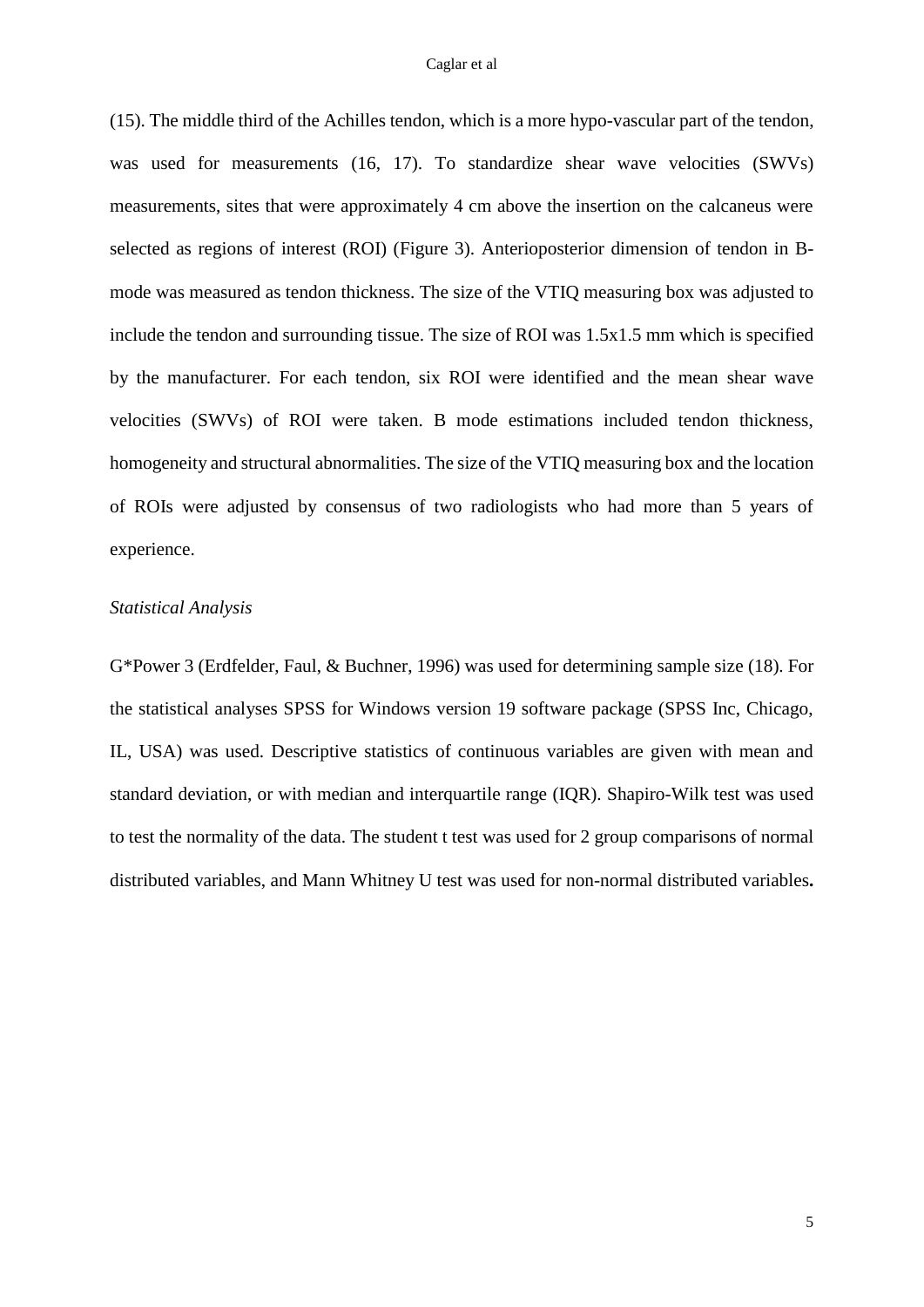(15). The middle third of the Achilles tendon, which is a more hypo-vascular part of the tendon, was used for measurements (16, 17). To standardize shear wave velocities (SWVs) measurements, sites that were approximately 4 cm above the insertion on the calcaneus were selected as regions of interest (ROI) (Figure 3). Anterioposterior dimension of tendon in B-mode was measured as tendon thickness. The size of the VTIQ measuring box was adjusted to include the tendon and surrounding tissue. The size of ROI was 1.5x1.5 mm which is specified by the manufacturer. For each tendon, six ROI were identified and the mean shear wave velocities (SWVs) of ROI were taken. B mode estimations included tendon thickness, homogeneity and structural abnormalities. The size of the VTIQ measuring box and the location of ROIs were adjusted by consensus of two radiologists who had more than 5 years of experience.

*Statistical Analysis*

G*Power 3 (Erdfelder, Faul, & Buchner, 1996) was used for determining sample size (18). For the statistical analyses SPSS for Windows version 19 software package (SPSS Inc, Chicago, IL, USA) was used. Descriptive statistics of continuous variables are given with mean and standard deviation, or with median and interquartile range (IQR). Shapiro-Wilk test was used to test the normality of the data. The student t test was used for 2 group comparisons of normal distributed variables, and Mann Whitney U test was used for non-normal distributed variables**.**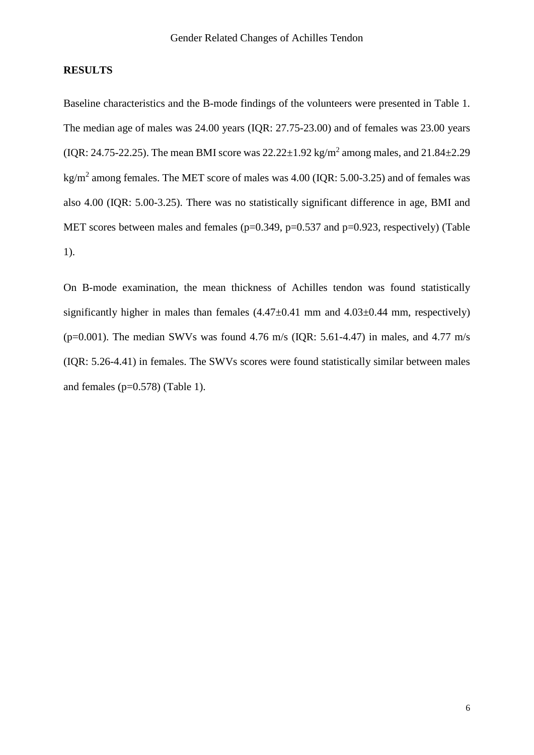## RESULTS

Baseline characteristics and the B-mode findings of the volunteers were presented in Table 1. The median age of males was 24.00 years (IQR: 27.75-23.00) and of females was 23.00 years (IQR: 24.75-22.25). The mean BMI score was 22.22±1.92 kg/$m^2$ among males, and 21.84±2.29 kg/$m^2$ among females. The MET score of males was 4.00 (IQR: 5.00-3.25) and of females was also 4.00 (IQR: 5.00-3.25). There was no statistically significant difference in age, BMI and MET scores between males and females ($p=0.349$, $p=0.537$ and $p=0.923$, respectively) (Table 1).

On B-mode examination, the mean thickness of Achilles tendon was found statistically significantly higher in males than females (4.47±0.41 mm and 4.03±0.44 mm, respectively) ($p=0.001$). The median SWVs was found 4.76 m/s (IQR: 5.61-4.47) in males, and 4.77 m/s (IQR: 5.26-4.41) in females. The SWVs scores were found statistically similar between males and females ($p=0.578$) (Table 1).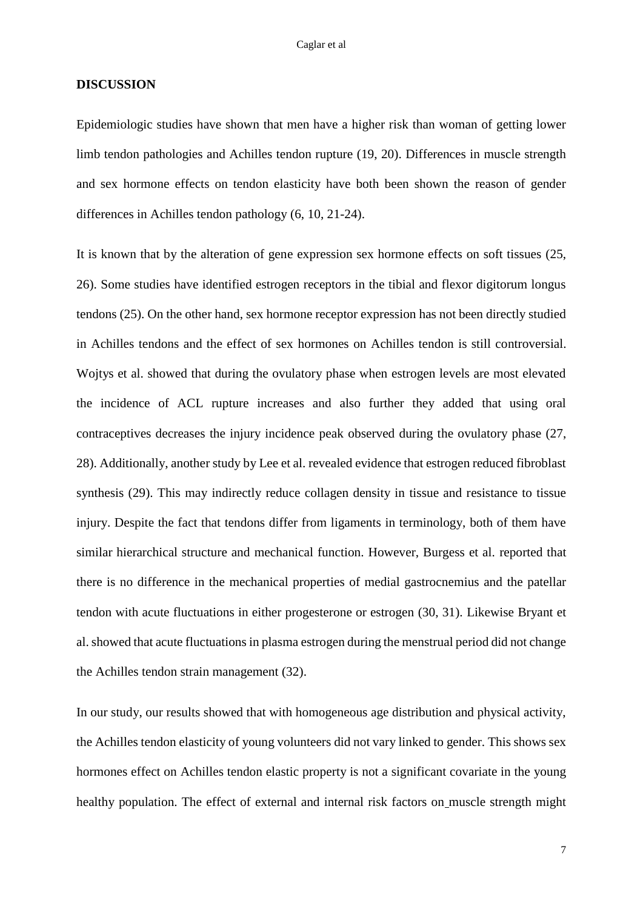## DISCUSSION

Epidemiologic studies have shown that men have a higher risk than woman of getting lower limb tendon pathologies and Achilles tendon rupture (19, 20). Differences in muscle strength and sex hormone effects on tendon elasticity have both been shown the reason of gender differences in Achilles tendon pathology (6, 10, 21-24).

It is known that by the alteration of gene expression sex hormone effects on soft tissues (25, 26). Some studies have identified estrogen receptors in the tibial and flexor digitorum longus tendons (25). On the other hand, sex hormone receptor expression has not been directly studied in Achilles tendons and the effect of sex hormones on Achilles tendon is still controversial. Wojtys et al. showed that during the ovulatory phase when estrogen levels are most elevated the incidence of ACL rupture increases and also further they added that using oral contraceptives decreases the injury incidence peak observed during the ovulatory phase (27, 28). Additionally, another study by Lee et al. revealed evidence that estrogen reduced fibroblast synthesis (29). This may indirectly reduce collagen density in tissue and resistance to tissue injury. Despite the fact that tendons differ from ligaments in terminology, both of them have similar hierarchical structure and mechanical function. However, Burgess et al. reported that there is no difference in the mechanical properties of medial gastrocnemius and the patellar tendon with acute fluctuations in either progesterone or estrogen (30, 31). Likewise Bryant et al. showed that acute fluctuations in plasma estrogen during the menstrual period did not change the Achilles tendon strain management (32).

In our study, our results showed that with homogeneous age distribution and physical activity, the Achilles tendon elasticity of young volunteers did not vary linked to gender. This shows sex hormones effect on Achilles tendon elastic property is not a significant covariate in the young healthy population. The effect of external and internal risk factors on muscle strength might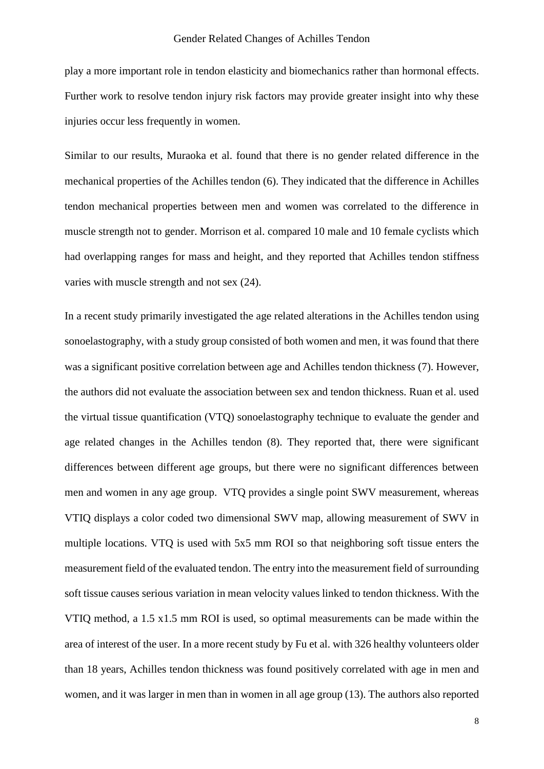play a more important role in tendon elasticity and biomechanics rather than hormonal effects. Further work to resolve tendon injury risk factors may provide greater insight into why these injuries occur less frequently in women.

Similar to our results, Muraoka et al. found that there is no gender related difference in the mechanical properties of the Achilles tendon (6). They indicated that the difference in Achilles tendon mechanical properties between men and women was correlated to the difference in muscle strength not to gender. Morrison et al. compared 10 male and 10 female cyclists which had overlapping ranges for mass and height, and they reported that Achilles tendon stiffness varies with muscle strength and not sex (24).

In a recent study primarily investigated the age related alterations in the Achilles tendon using sonoelastography, with a study group consisted of both women and men, it was found that there was a significant positive correlation between age and Achilles tendon thickness (7). However, the authors did not evaluate the association between sex and tendon thickness. Ruan et al. used the virtual tissue quantification (VTQ) sonoelastography technique to evaluate the gender and age related changes in the Achilles tendon (8). They reported that, there were significant differences between different age groups, but there were no significant differences between men and women in any age group. VTQ provides a single point SWV measurement, whereas VTIQ displays a color coded two dimensional SWV map, allowing measurement of SWV in multiple locations. VTQ is used with 5x5 mm ROI so that neighboring soft tissue enters the measurement field of the evaluated tendon. The entry into the measurement field of surrounding soft tissue causes serious variation in mean velocity values linked to tendon thickness. With the VTIQ method, a 1.5 x1.5 mm ROI is used, so optimal measurements can be made within the area of interest of the user. In a more recent study by Fu et al. with 326 healthy volunteers older than 18 years, Achilles tendon thickness was found positively correlated with age in men and women, and it was larger in men than in women in all age group (13). The authors also reported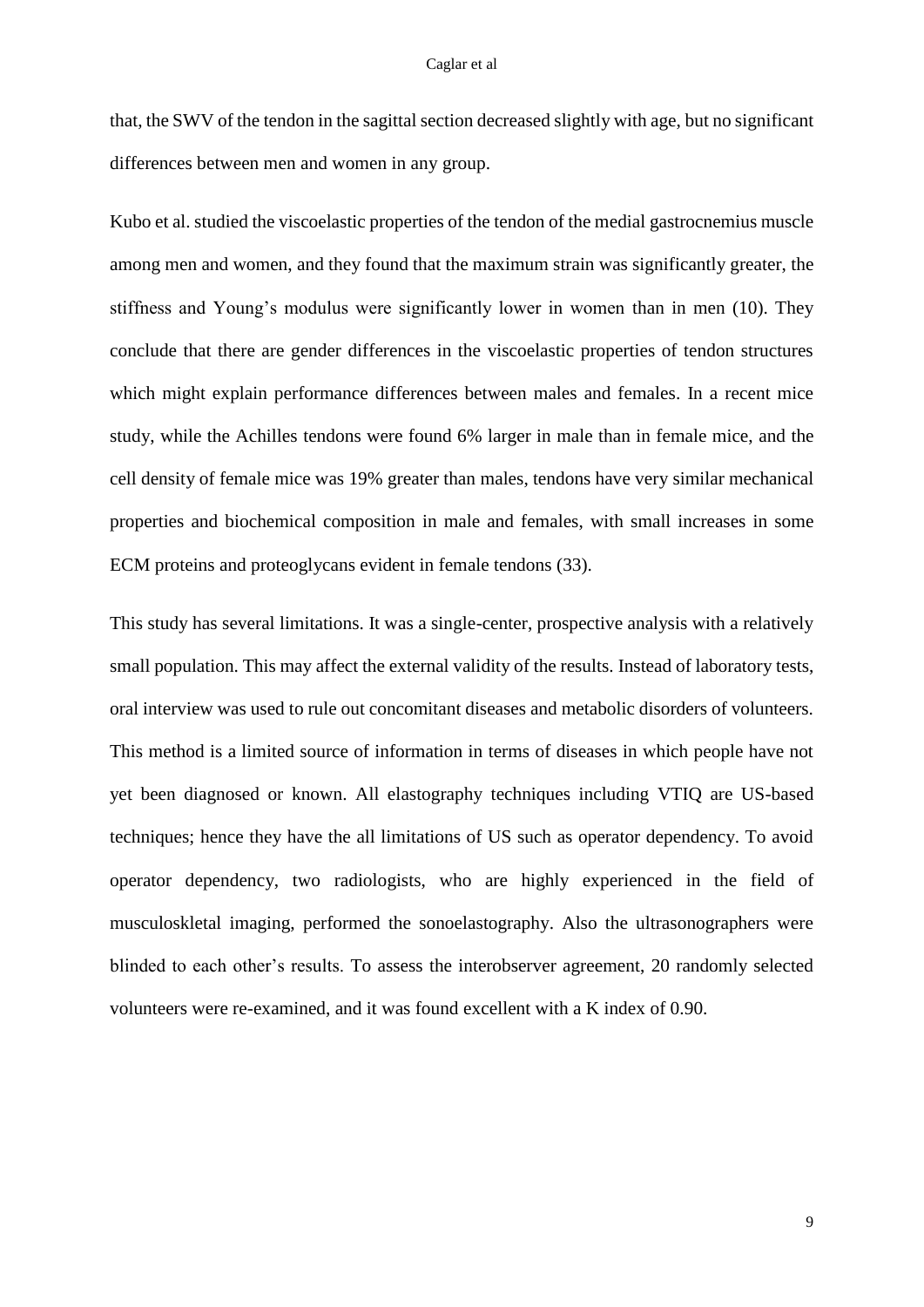that, the SWV of the tendon in the sagittal section decreased slightly with age, but no significant differences between men and women in any group.

Kubo et al. studied the viscoelastic properties of the tendon of the medial gastrocnemius muscle among men and women, and they found that the maximum strain was significantly greater, the stiffness and Young's modulus were significantly lower in women than in men (10). They conclude that there are gender differences in the viscoelastic properties of tendon structures which might explain performance differences between males and females. In a recent mice study, while the Achilles tendons were found 6% larger in male than in female mice, and the cell density of female mice was 19% greater than males, tendons have very similar mechanical properties and biochemical composition in male and females, with small increases in some ECM proteins and proteoglycans evident in female tendons (33).

This study has several limitations. It was a single-center, prospective analysis with a relatively small population. This may affect the external validity of the results. Instead of laboratory tests, oral interview was used to rule out concomitant diseases and metabolic disorders of volunteers. This method is a limited source of information in terms of diseases in which people have not yet been diagnosed or known. All elastography techniques including VTIQ are US-based techniques; hence they have the all limitations of US such as operator dependency. To avoid operator dependency, two radiologists, who are highly experienced in the field of musculoskletal imaging, performed the sonoelastography. Also the ultrasonographers were blinded to each other's results. To assess the interobserver agreement, 20 randomly selected volunteers were re-examined, and it was found excellent with a K index of 0.90.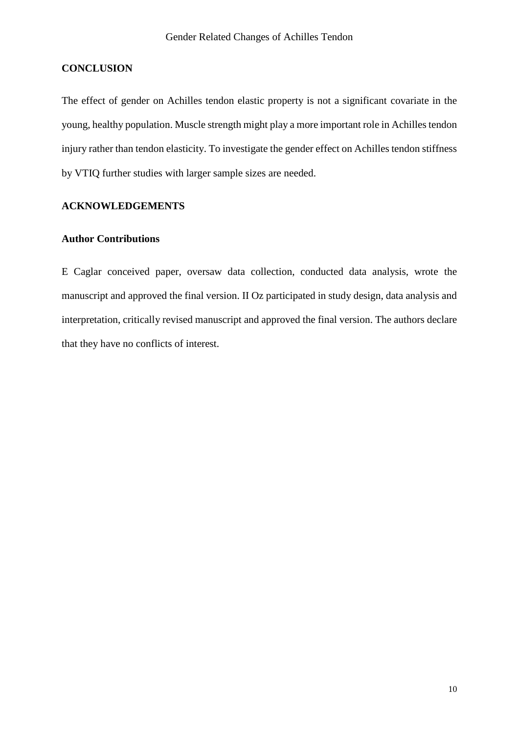## CONCLUSION

The effect of gender on Achilles tendon elastic property is not a significant covariate in the young, healthy population. Muscle strength might play a more important role in Achilles tendon injury rather than tendon elasticity. To investigate the gender effect on Achilles tendon stiffness by VTIQ further studies with larger sample sizes are needed.

## ACKNOWLEDGEMENTS

### Author Contributions

E Caglar conceived paper, oversaw data collection, conducted data analysis, wrote the manuscript and approved the final version. II Oz participated in study design, data analysis and interpretation, critically revised manuscript and approved the final version. The authors declare that they have no conflicts of interest.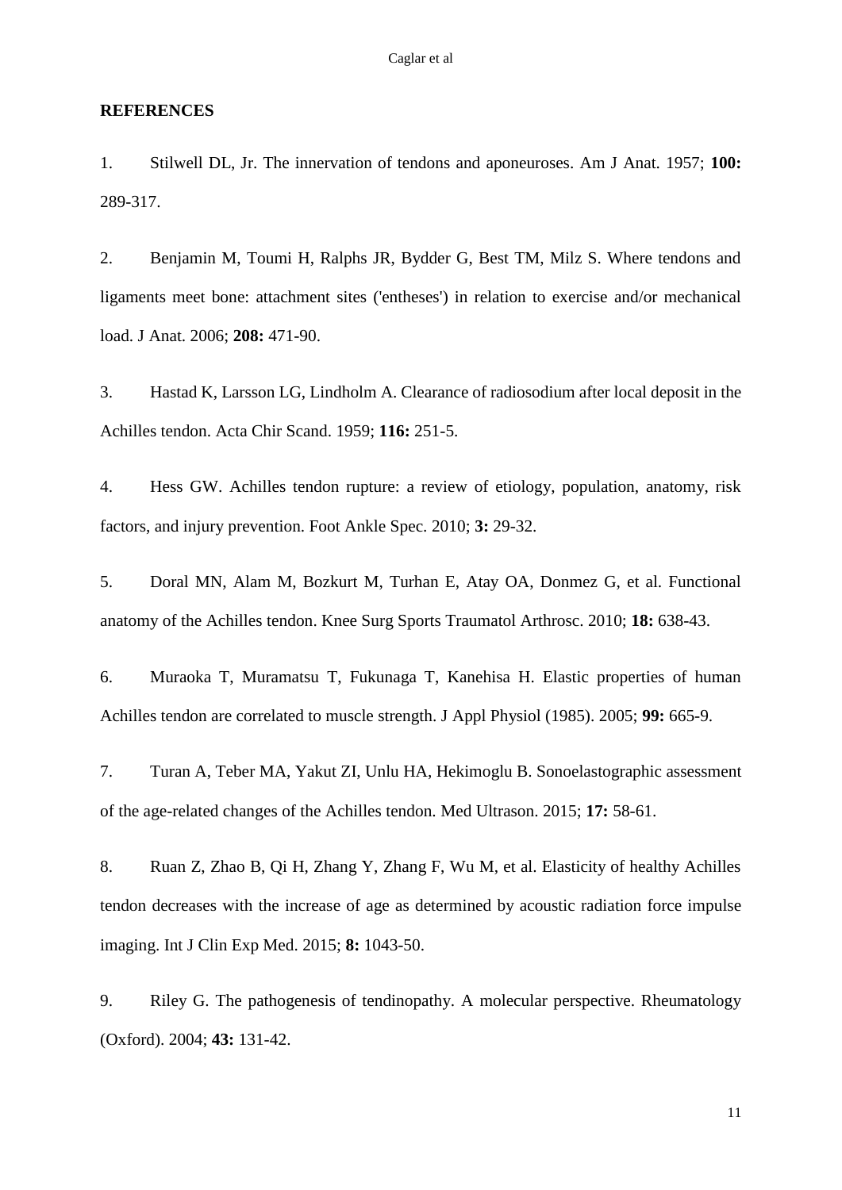## REFERENCES

1. Stilwell DL, Jr. The innervation of tendons and aponeuroses. Am J Anat. 1957; **100:** 289-317.

2. Benjamin M, Toumi H, Ralphs JR, Bydder G, Best TM, Milz S. Where tendons and ligaments meet bone: attachment sites ('entheses') in relation to exercise and/or mechanical load. J Anat. 2006; **208:** 471-90.

3. Hastad K, Larsson LG, Lindholm A. Clearance of radiosodium after local deposit in the Achilles tendon. Acta Chir Scand. 1959; **116:** 251-5.

4. Hess GW. Achilles tendon rupture: a review of etiology, population, anatomy, risk factors, and injury prevention. Foot Ankle Spec. 2010; **3:** 29-32.

5. Doral MN, Alam M, Bozkurt M, Turhan E, Atay OA, Donmez G, et al. Functional anatomy of the Achilles tendon. Knee Surg Sports Traumatol Arthrosc. 2010; **18:** 638-43.

6. Muraoka T, Muramatsu T, Fukunaga T, Kanehisa H. Elastic properties of human Achilles tendon are correlated to muscle strength. J Appl Physiol (1985). 2005; **99:** 665-9.

7. Turan A, Teber MA, Yakut ZI, Unlu HA, Hekimoglu B. Sonoelastographic assessment of the age-related changes of the Achilles tendon. Med Ultrason. 2015; **17:** 58-61.

8. Ruan Z, Zhao B, Qi H, Zhang Y, Zhang F, Wu M, et al. Elasticity of healthy Achilles tendon decreases with the increase of age as determined by acoustic radiation force impulse imaging. Int J Clin Exp Med. 2015; **8:** 1043-50.

9. Riley G. The pathogenesis of tendinopathy. A molecular perspective. Rheumatology (Oxford). 2004; **43:** 131-42.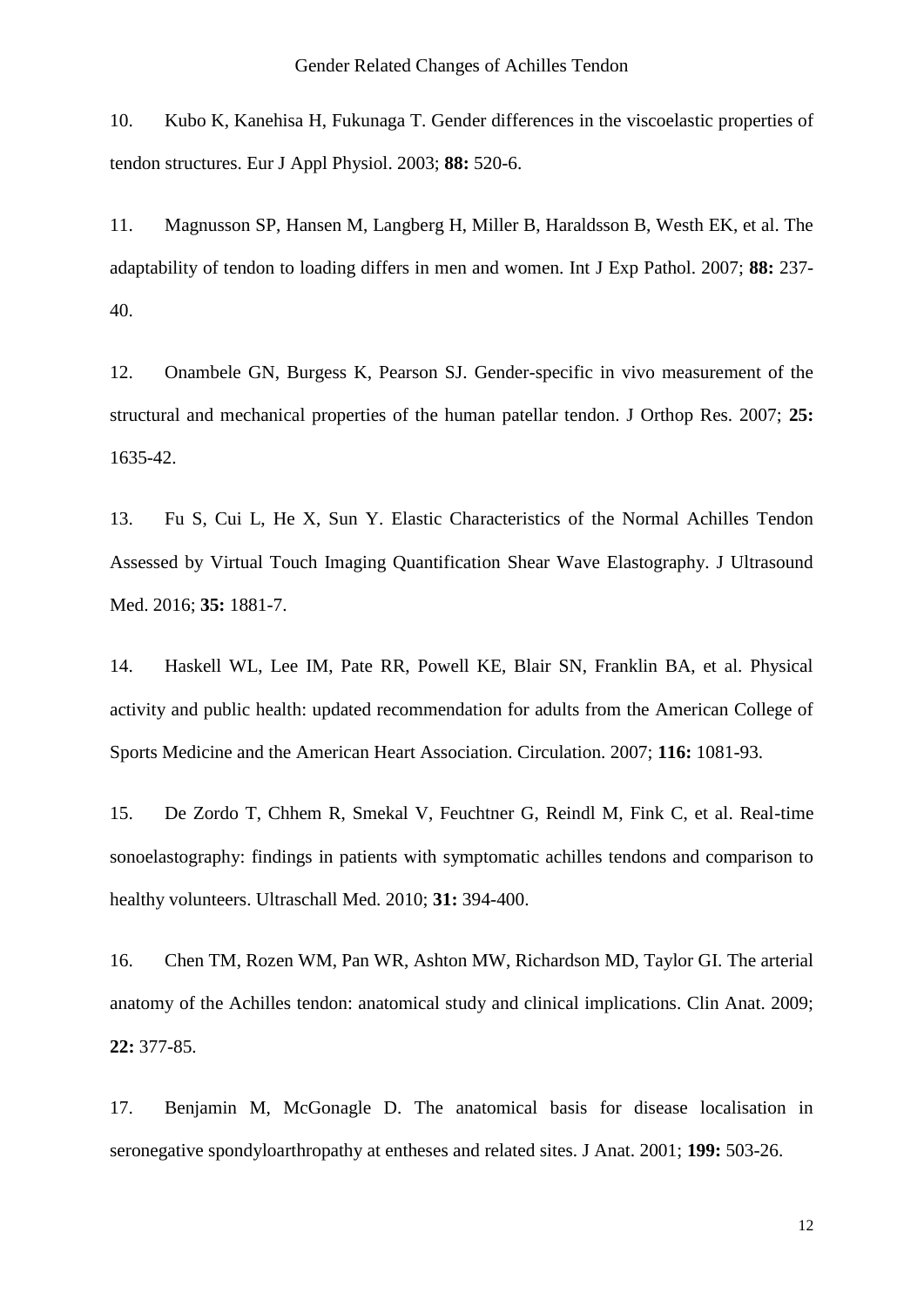10. Kubo K, Kanehisa H, Fukunaga T. Gender differences in the viscoelastic properties of tendon structures. Eur J Appl Physiol. 2003; **88:** 520-6.

11. Magnusson SP, Hansen M, Langberg H, Miller B, Haraldsson B, Westh EK, et al. The adaptability of tendon to loading differs in men and women. Int J Exp Pathol. 2007; **88:** 237-40.

12. Onambele GN, Burgess K, Pearson SJ. Gender-specific in vivo measurement of the structural and mechanical properties of the human patellar tendon. J Orthop Res. 2007; **25:** 1635-42.

13. Fu S, Cui L, He X, Sun Y. Elastic Characteristics of the Normal Achilles Tendon Assessed by Virtual Touch Imaging Quantification Shear Wave Elastography. J Ultrasound Med. 2016; **35:** 1881-7.

14. Haskell WL, Lee IM, Pate RR, Powell KE, Blair SN, Franklin BA, et al. Physical activity and public health: updated recommendation for adults from the American College of Sports Medicine and the American Heart Association. Circulation. 2007; **116:** 1081-93.

15. De Zordo T, Chhem R, Smekal V, Feuchtner G, Reindl M, Fink C, et al. Real-time sonoelastography: findings in patients with symptomatic achilles tendons and comparison to healthy volunteers. Ultraschall Med. 2010; **31:** 394-400.

16. Chen TM, Rozen WM, Pan WR, Ashton MW, Richardson MD, Taylor GI. The arterial anatomy of the Achilles tendon: anatomical study and clinical implications. Clin Anat. 2009; **22:** 377-85.

17. Benjamin M, McGonagle D. The anatomical basis for disease localisation in seronegative spondyloarthropathy at entheses and related sites. J Anat. 2001; **199:** 503-26.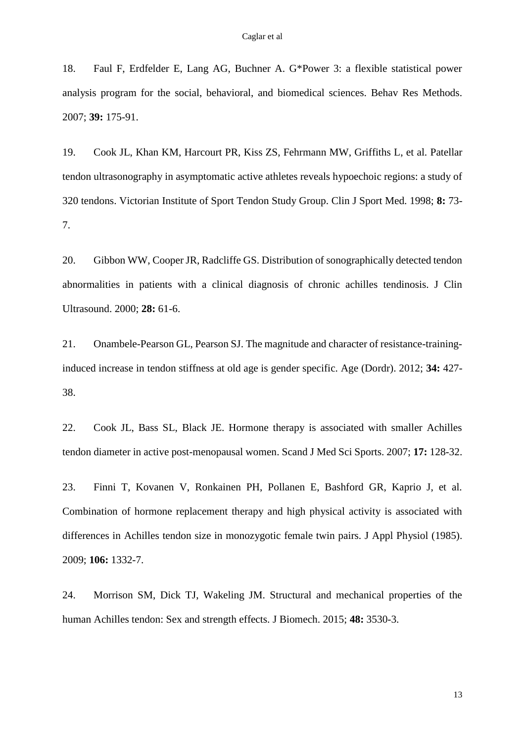18. Faul F, Erdfelder E, Lang AG, Buchner A. G*Power 3: a flexible statistical power analysis program for the social, behavioral, and biomedical sciences. Behav Res Methods. 2007; **39:** 175-91.

19. Cook JL, Khan KM, Harcourt PR, Kiss ZS, Fehrmann MW, Griffiths L, et al. Patellar tendon ultrasonography in asymptomatic active athletes reveals hypoechoic regions: a study of 320 tendons. Victorian Institute of Sport Tendon Study Group. Clin J Sport Med. 1998; **8:** 73-7.

20. Gibbon WW, Cooper JR, Radcliffe GS. Distribution of sonographically detected tendon abnormalities in patients with a clinical diagnosis of chronic achilles tendinosis. J Clin Ultrasound. 2000; **28:** 61-6.

21. Onambele-Pearson GL, Pearson SJ. The magnitude and character of resistance-training-induced increase in tendon stiffness at old age is gender specific. Age (Dordr). 2012; **34:** 427-38.

22. Cook JL, Bass SL, Black JE. Hormone therapy is associated with smaller Achilles tendon diameter in active post-menopausal women. Scand J Med Sci Sports. 2007; **17:** 128-32.

23. Finni T, Kovanen V, Ronkainen PH, Pollanen E, Bashford GR, Kaprio J, et al. Combination of hormone replacement therapy and high physical activity is associated with differences in Achilles tendon size in monozygotic female twin pairs. J Appl Physiol (1985). 2009; **106:** 1332-7.

24. Morrison SM, Dick TJ, Wakeling JM. Structural and mechanical properties of the human Achilles tendon: Sex and strength effects. J Biomech. 2015; **48:** 3530-3.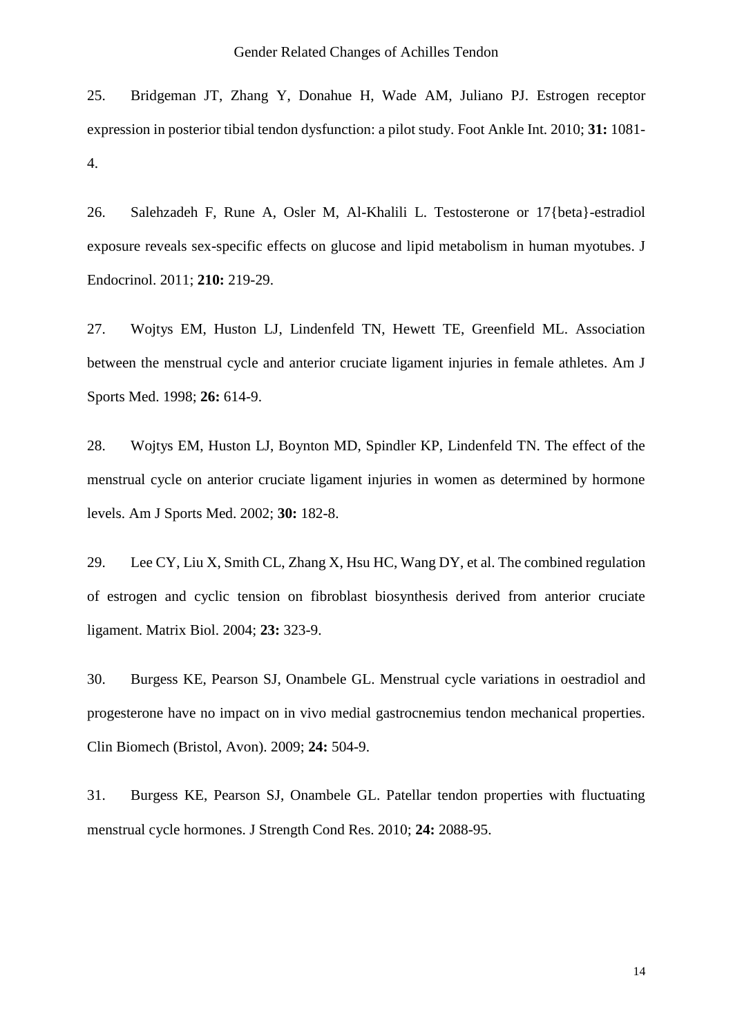25. Bridgeman JT, Zhang Y, Donahue H, Wade AM, Juliano PJ. Estrogen receptor expression in posterior tibial tendon dysfunction: a pilot study. Foot Ankle Int. 2010; **31:** 1081-4.

26. Salehzadeh F, Rune A, Osler M, Al-Khalili L. Testosterone or 17{beta}-estradiol exposure reveals sex-specific effects on glucose and lipid metabolism in human myotubes. J Endocrinol. 2011; **210:** 219-29.

27. Wojtys EM, Huston LJ, Lindenfeld TN, Hewett TE, Greenfield ML. Association between the menstrual cycle and anterior cruciate ligament injuries in female athletes. Am J Sports Med. 1998; **26:** 614-9.

28. Wojtys EM, Huston LJ, Boynton MD, Spindler KP, Lindenfeld TN. The effect of the menstrual cycle on anterior cruciate ligament injuries in women as determined by hormone levels. Am J Sports Med. 2002; **30:** 182-8.

29. Lee CY, Liu X, Smith CL, Zhang X, Hsu HC, Wang DY, et al. The combined regulation of estrogen and cyclic tension on fibroblast biosynthesis derived from anterior cruciate ligament. Matrix Biol. 2004; **23:** 323-9.

30. Burgess KE, Pearson SJ, Onambele GL. Menstrual cycle variations in oestradiol and progesterone have no impact on in vivo medial gastrocnemius tendon mechanical properties. Clin Biomech (Bristol, Avon). 2009; **24:** 504-9.

31. Burgess KE, Pearson SJ, Onambele GL. Patellar tendon properties with fluctuating menstrual cycle hormones. J Strength Cond Res. 2010; **24:** 2088-95.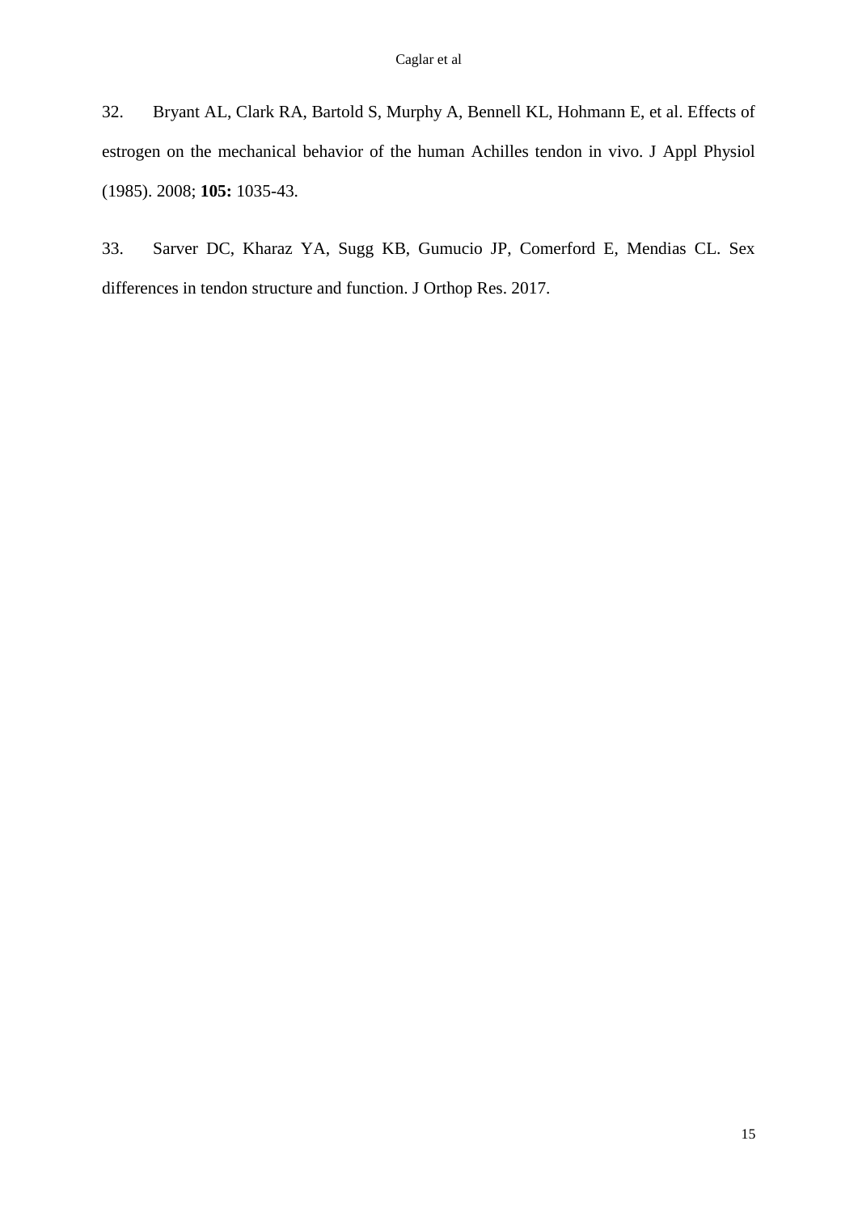32. Bryant AL, Clark RA, Bartold S, Murphy A, Bennell KL, Hohmann E, et al. Effects of estrogen on the mechanical behavior of the human Achilles tendon in vivo. J Appl Physiol (1985). 2008; **105:** 1035-43.

33. Sarver DC, Kharaz YA, Sugg KB, Gumucio JP, Comerford E, Mendias CL. Sex differences in tendon structure and function. J Orthop Res. 2017.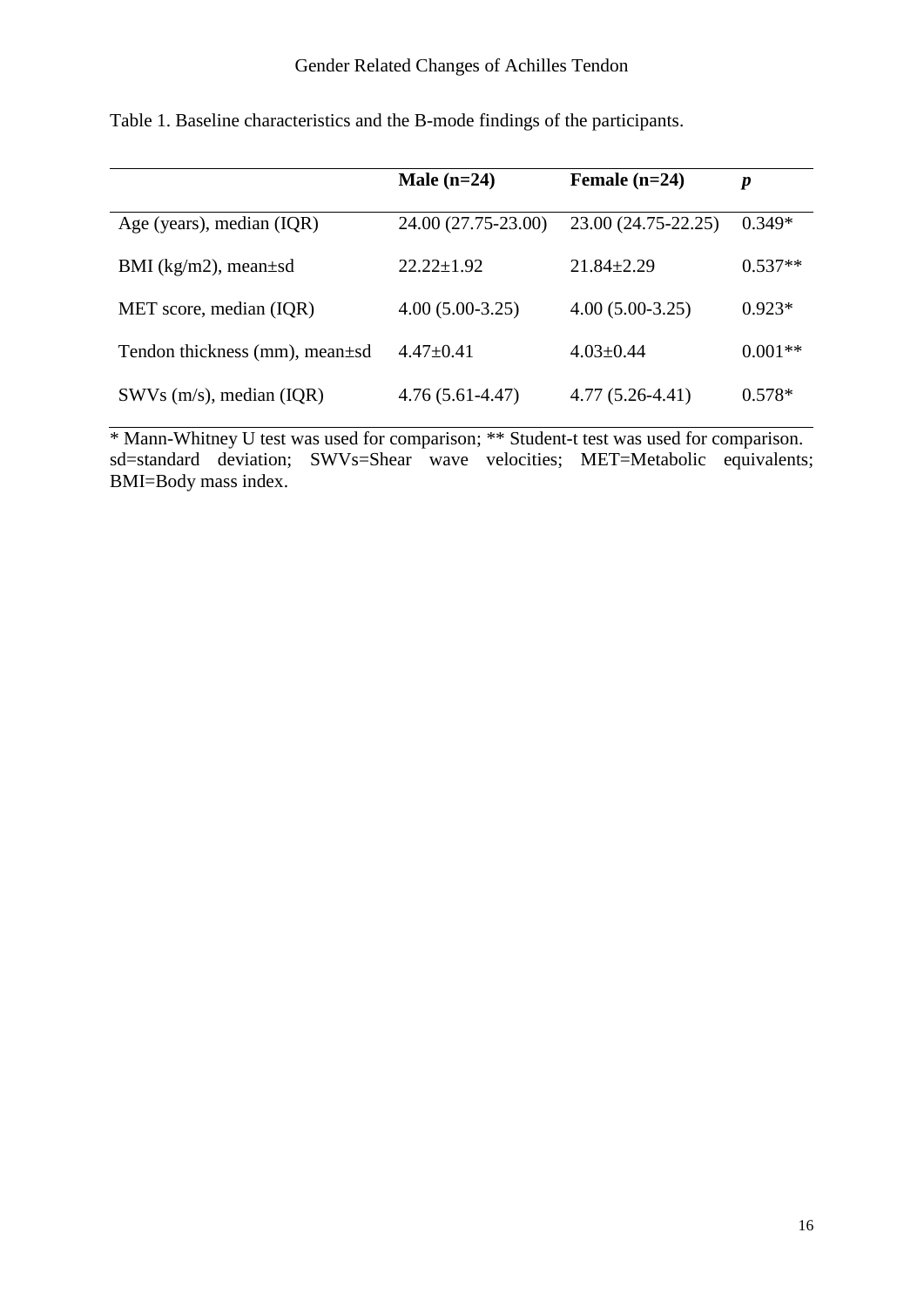Table 1. Baseline characteristics and the B-mode findings of the participants.

| | **Male (n=24)** | **Female (n=24)** | ***p*** |
|---|---|---|---|
| Age (years), median (IQR) | 24.00 (27.75-23.00) | 23.00 (24.75-22.25) | 0.349* |
| BMI (kg/m2), mean±sd | 22.22±1.92 | 21.84±2.29 | 0.537** |
| MET score, median (IQR) | 4.00 (5.00-3.25) | 4.00 (5.00-3.25) | 0.923* |
| Tendon thickness (mm), mean±sd | 4.47±0.41 | 4.03±0.44 | 0.001** |
| SWVs (m/s), median (IQR) | 4.76 (5.61-4.47) | 4.77 (5.26-4.41) | 0.578* |

* Mann-Whitney U test was used for comparison; ** Student-t test was used for comparison. sd=standard deviation; SWVs=Shear wave velocities; MET=Metabolic equivalents; BMI=Body mass index.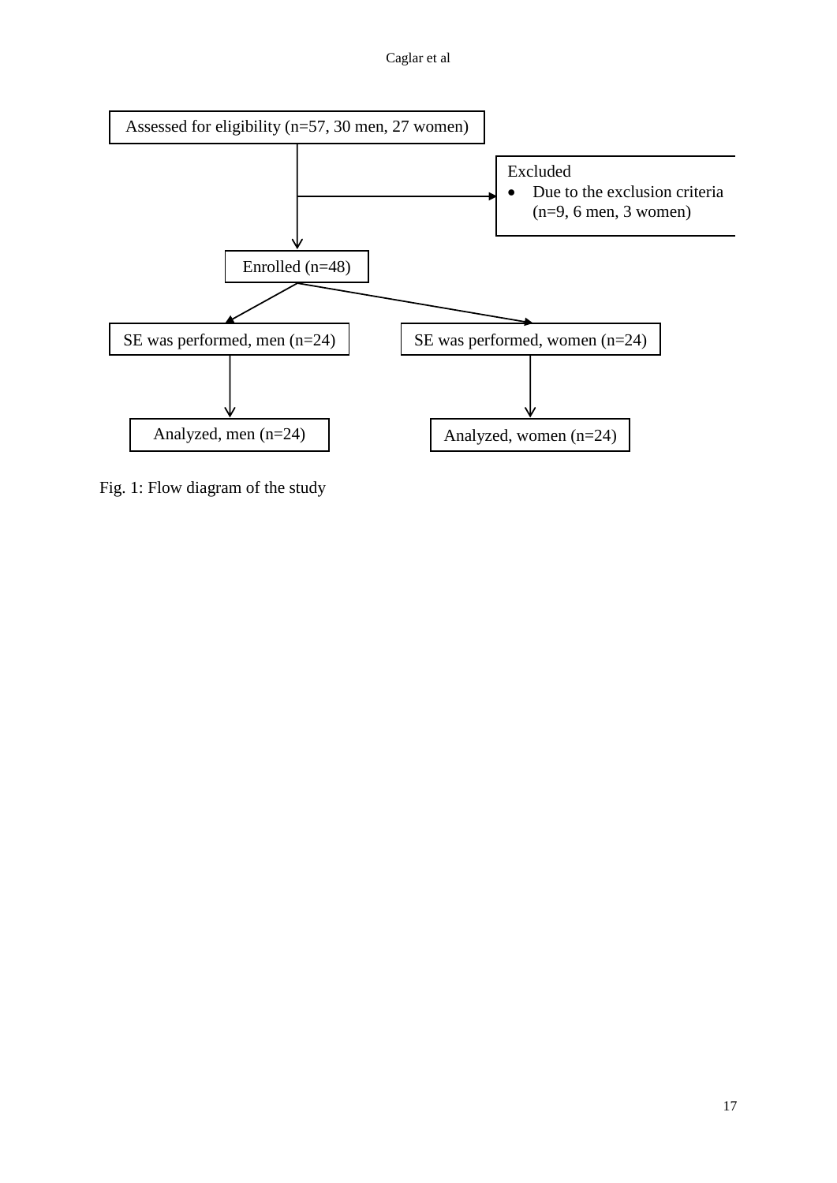Assessed for eligibility (n=57, 30 men, 27 women)

Excluded

- Due to the exclusion criteria (n=9, 6 men, 3 women)

Enrolled (n=48)

SE was performed, men (n=24)

SE was performed, women (n=24)

Analyzed, men (n=24)

Analyzed, women (n=24)

Fig. 1: Flow diagram of the study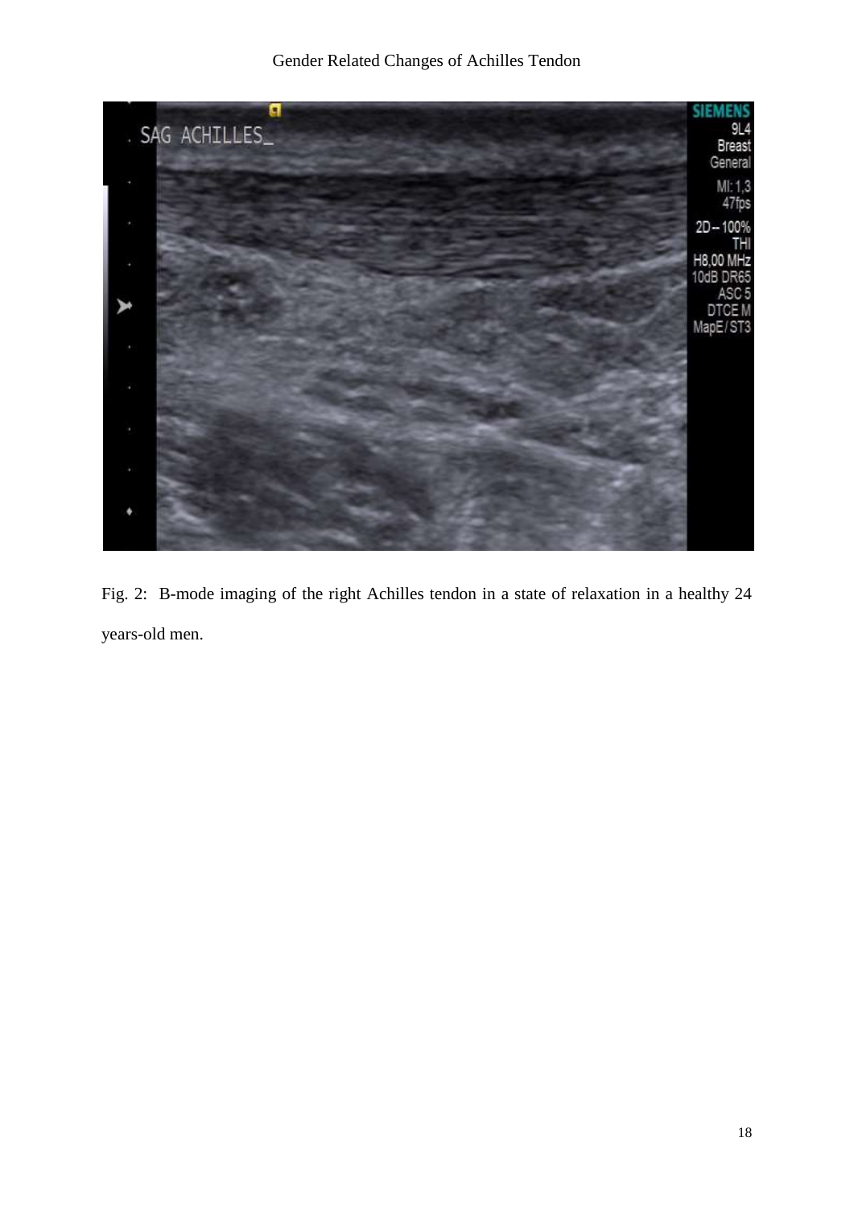Fig. 2: B-mode imaging of the right Achilles tendon in a state of relaxation in a healthy 24 years-old men.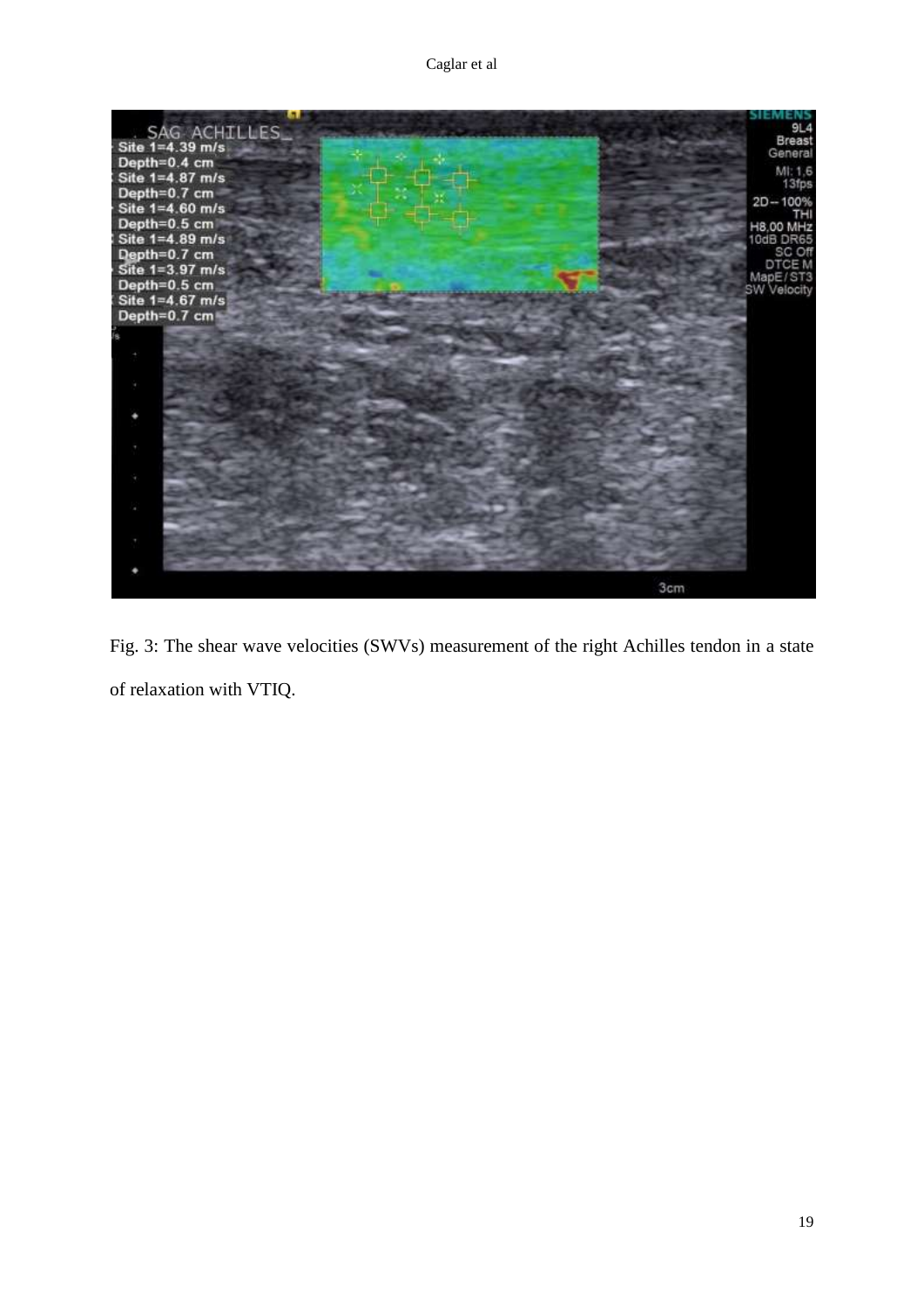Fig. 3: The shear wave velocities (SWVs) measurement of the right Achilles tendon in a state of relaxation with VTIQ.